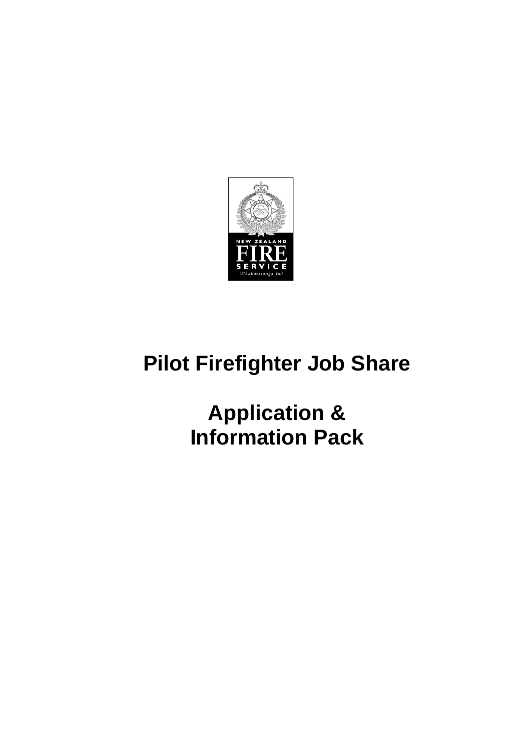# Pilot Firefighter Job Share

# Application & Information Pack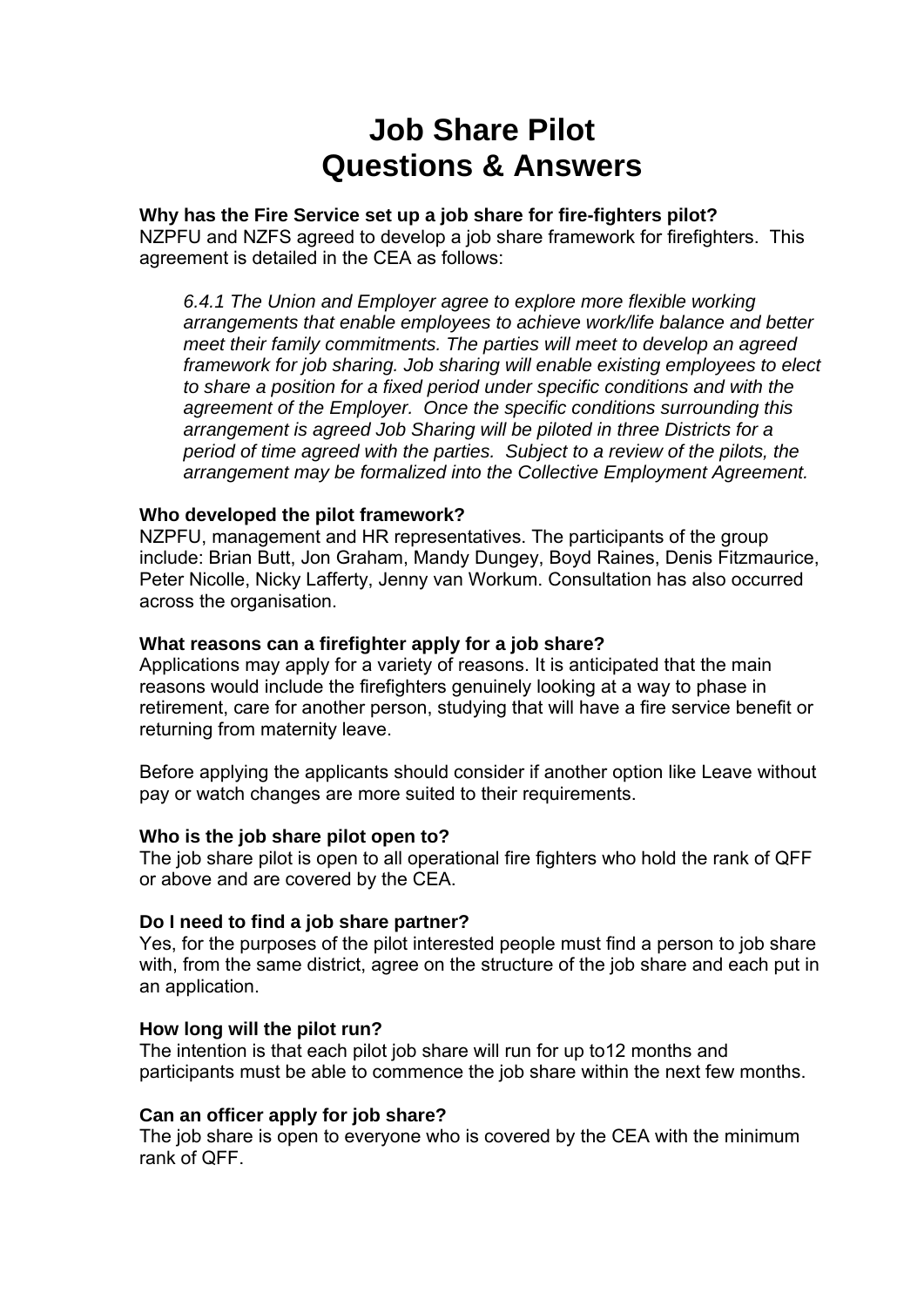# Job Share Pilot
# Questions & Answers

**Why has the Fire Service set up a job share for fire-fighters pilot?**
NZPFU and NZFS agreed to develop a job share framework for firefighters. This agreement is detailed in the CEA as follows:

> *6.4.1 The Union and Employer agree to explore more flexible working arrangements that enable employees to achieve work/life balance and better meet their family commitments. The parties will meet to develop an agreed framework for job sharing. Job sharing will enable existing employees to elect to share a position for a fixed period under specific conditions and with the agreement of the Employer. Once the specific conditions surrounding this arrangement is agreed Job Sharing will be piloted in three Districts for a period of time agreed with the parties. Subject to a review of the pilots, the arrangement may be formalized into the Collective Employment Agreement.*

**Who developed the pilot framework?**
NZPFU, management and HR representatives. The participants of the group include: Brian Butt, Jon Graham, Mandy Dungey, Boyd Raines, Denis Fitzmaurice, Peter Nicolle, Nicky Lafferty, Jenny van Workum. Consultation has also occurred across the organisation.

**What reasons can a firefighter apply for a job share?**
Applications may apply for a variety of reasons. It is anticipated that the main reasons would include the firefighters genuinely looking at a way to phase in retirement, care for another person, studying that will have a fire service benefit or returning from maternity leave.

Before applying the applicants should consider if another option like Leave without pay or watch changes are more suited to their requirements.

**Who is the job share pilot open to?**
The job share pilot is open to all operational fire fighters who hold the rank of QFF or above and are covered by the CEA.

**Do I need to find a job share partner?**
Yes, for the purposes of the pilot interested people must find a person to job share with, from the same district, agree on the structure of the job share and each put in an application.

**How long will the pilot run?**
The intention is that each pilot job share will run for up to12 months and participants must be able to commence the job share within the next few months.

**Can an officer apply for job share?**
The job share is open to everyone who is covered by the CEA with the minimum rank of QFF.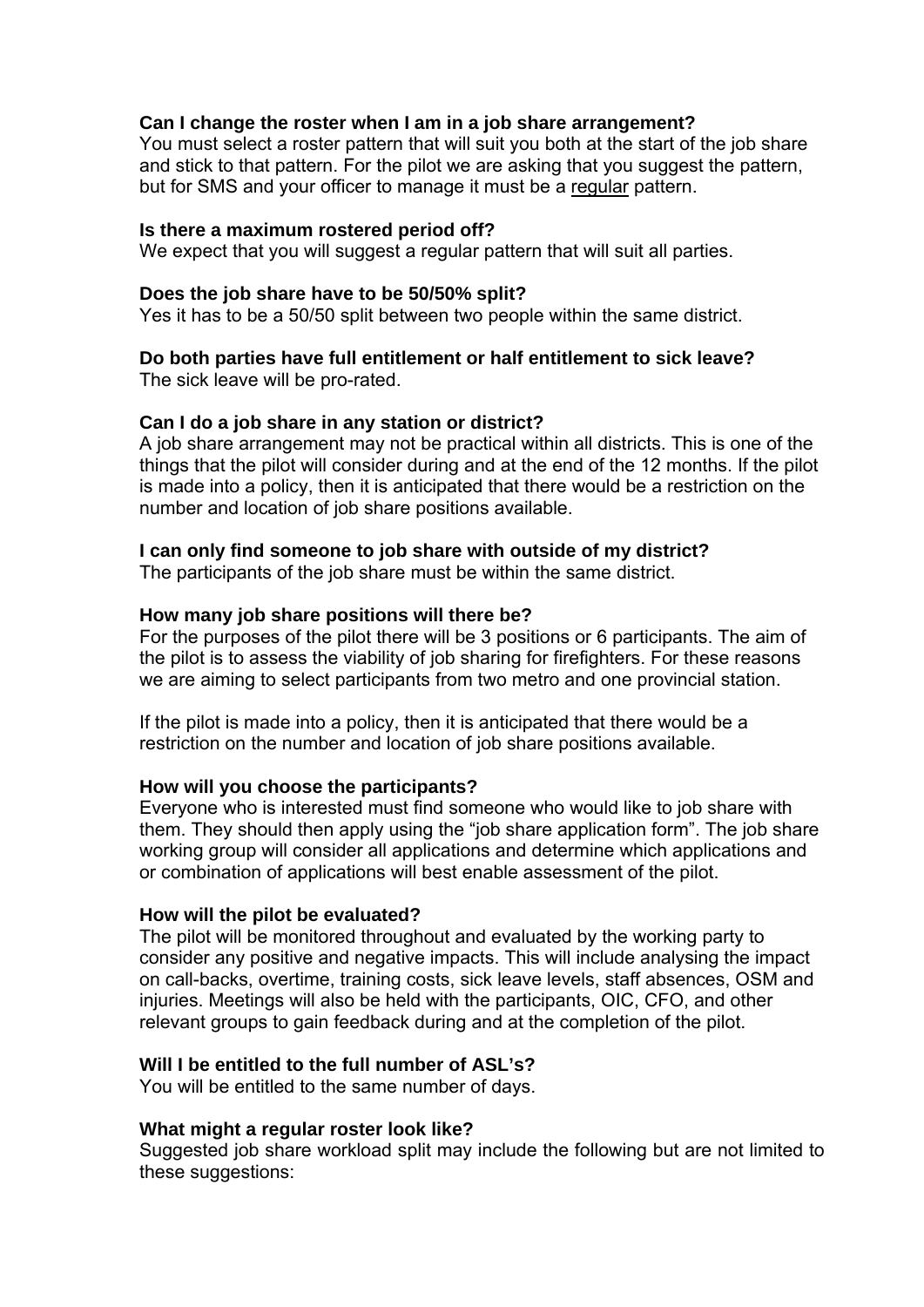**Can I change the roster when I am in a job share arrangement?**
You must select a roster pattern that will suit you both at the start of the job share and stick to that pattern. For the pilot we are asking that you suggest the pattern, but for SMS and your officer to manage it must be a regular pattern.

**Is there a maximum rostered period off?**
We expect that you will suggest a regular pattern that will suit all parties.

**Does the job share have to be 50/50% split?**
Yes it has to be a 50/50 split between two people within the same district.

**Do both parties have full entitlement or half entitlement to sick leave?**
The sick leave will be pro-rated.

**Can I do a job share in any station or district?**
A job share arrangement may not be practical within all districts. This is one of the things that the pilot will consider during and at the end of the 12 months. If the pilot is made into a policy, then it is anticipated that there would be a restriction on the number and location of job share positions available.

**I can only find someone to job share with outside of my district?**
The participants of the job share must be within the same district.

**How many job share positions will there be?**
For the purposes of the pilot there will be 3 positions or 6 participants. The aim of the pilot is to assess the viability of job sharing for firefighters. For these reasons we are aiming to select participants from two metro and one provincial station.

If the pilot is made into a policy, then it is anticipated that there would be a restriction on the number and location of job share positions available.

**How will you choose the participants?**
Everyone who is interested must find someone who would like to job share with them. They should then apply using the “job share application form”. The job share working group will consider all applications and determine which applications and or combination of applications will best enable assessment of the pilot.

**How will the pilot be evaluated?**
The pilot will be monitored throughout and evaluated by the working party to consider any positive and negative impacts. This will include analysing the impact on call-backs, overtime, training costs, sick leave levels, staff absences, OSM and injuries. Meetings will also be held with the participants, OIC, CFO, and other relevant groups to gain feedback during and at the completion of the pilot.

**Will I be entitled to the full number of ASL’s?**
You will be entitled to the same number of days.

**What might a regular roster look like?**
Suggested job share workload split may include the following but are not limited to these suggestions: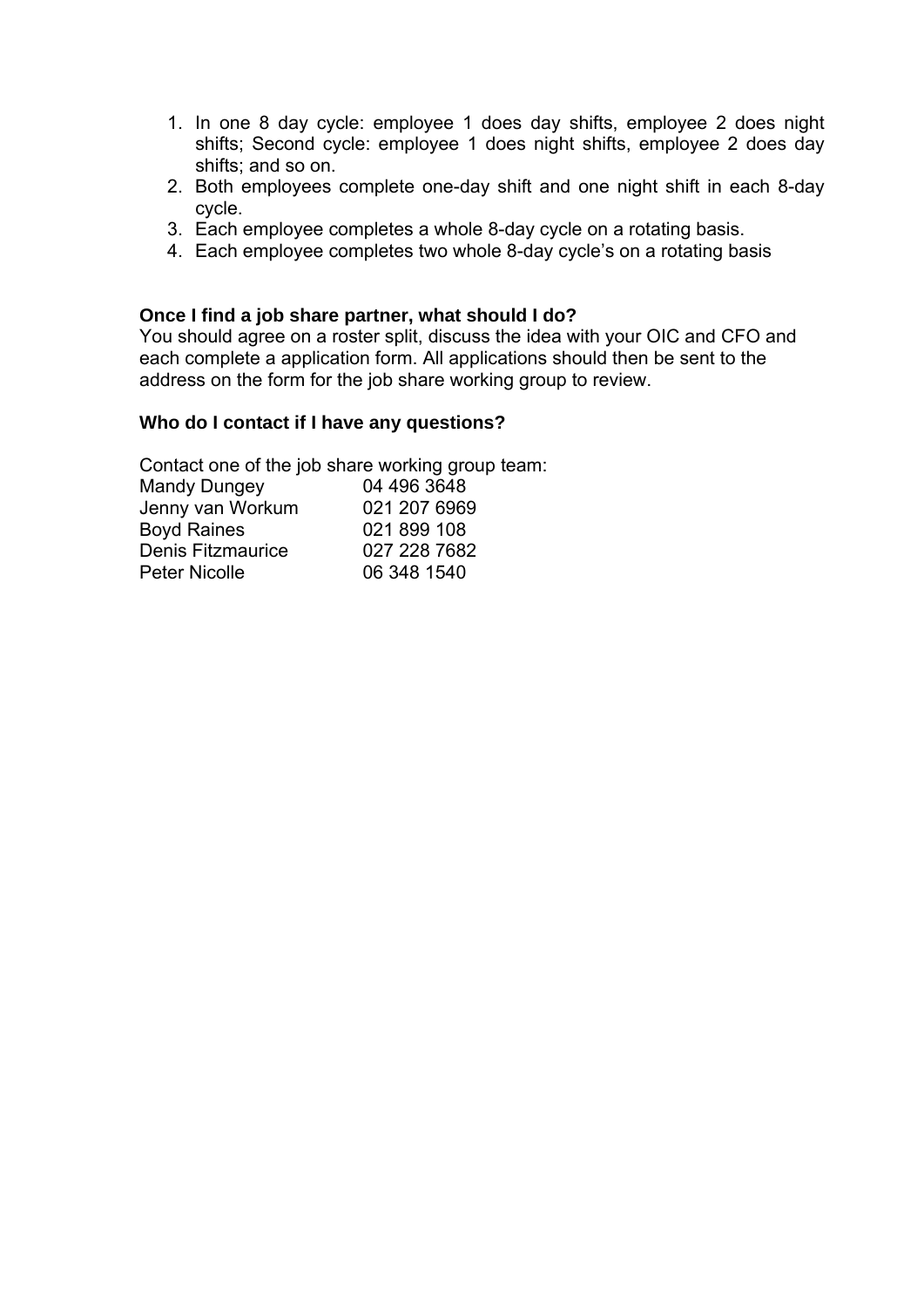1. In one 8 day cycle: employee 1 does day shifts, employee 2 does night shifts; Second cycle: employee 1 does night shifts, employee 2 does day shifts; and so on.
2. Both employees complete one-day shift and one night shift in each 8-day cycle.
3. Each employee completes a whole 8-day cycle on a rotating basis.
4. Each employee completes two whole 8-day cycle's on a rotating basis

**Once I find a job share partner, what should I do?**

You should agree on a roster split, discuss the idea with your OIC and CFO and each complete a application form. All applications should then be sent to the address on the form for the job share working group to review.

**Who do I contact if I have any questions?**

Contact one of the job share working group team:

| | |
|---|---|
| Mandy Dungey | 04 496 3648 |
| Jenny van Workum | 021 207 6969 |
| Boyd Raines | 021 899 108 |
| Denis Fitzmaurice | 027 228 7682 |
| Peter Nicolle | 06 348 1540 |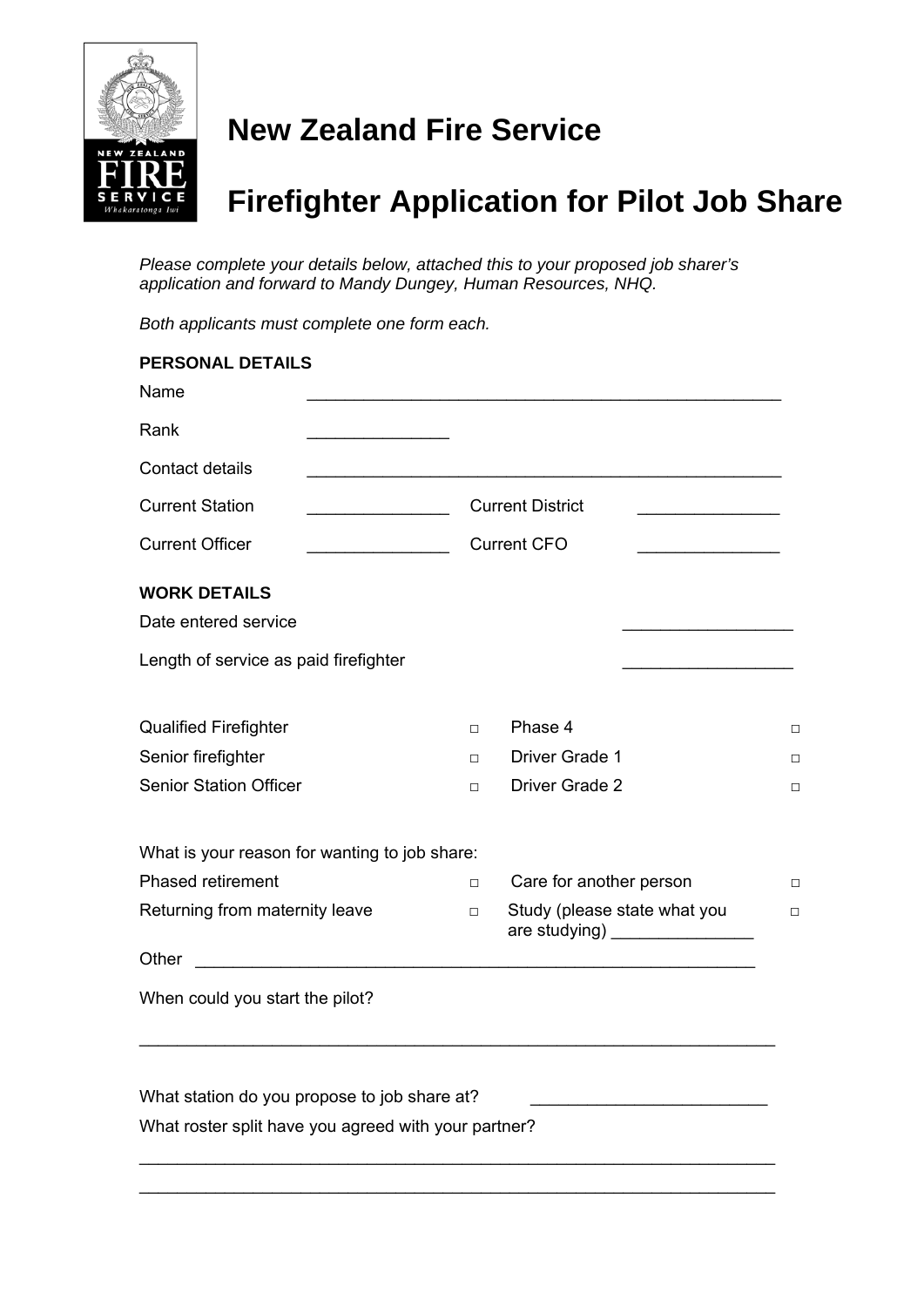# New Zealand Fire Service

# Firefighter Application for Pilot Job Share

*Please complete your details below, attached this to your proposed job sharer's application and forward to Mandy Dungey, Human Resources, NHQ.*

*Both applicants must complete one form each.*

**PERSONAL DETAILS**

Name ___________________________________________________

Rank _______________

Contact details ___________________________________________________

Current Station _______________ Current District _______________

Current Officer _______________ Current CFO _______________

**WORK DETAILS**

Date entered service __________________

Length of service as paid firefighter __________________

| | | | |
|---|---|---|---|
| Qualified Firefighter | □ | Phase 4 | □ |
| Senior firefighter | □ | Driver Grade 1 | □ |
| Senior Station Officer | □ | Driver Grade 2 | □ |

What is your reason for wanting to job share:

| | | | |
|---|---|---|---|
| Phased retirement | □ | Care for another person | □ |
| Returning from maternity leave | □ | Study (please state what you are studying) _______________ | □ |

Other ___________________________________________________________

When could you start the pilot?

____________________________________________________________________

What station do you propose to job share at? _________________________

What roster split have you agreed with your partner?

____________________________________________________________________

____________________________________________________________________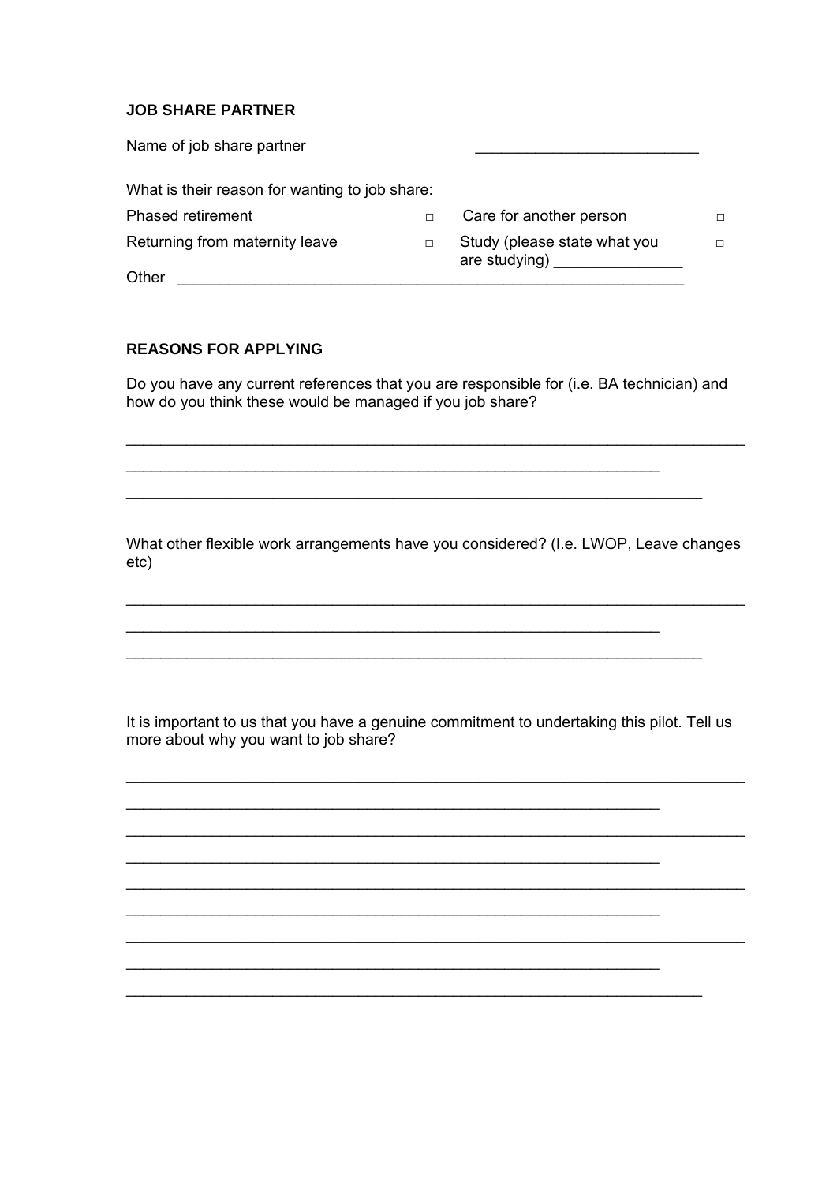**JOB SHARE PARTNER**

Name of job share partner ___________________________

What is their reason for wanting to job share:

| | | | |
|---|---|---|---|
| Phased retirement | □ | Care for another person | □ |
| Returning from maternity leave | □ | Study (please state what you are studying) _______________ | □ |

Other _____________________________________________________________

**REASONS FOR APPLYING**

Do you have any current references that you are responsible for (i.e. BA technician) and how do you think these would be managed if you job share?

___________________________________________________________________________

_________________________________________________________________

______________________________________________________________________

What other flexible work arrangements have you considered? (I.e. LWOP, Leave changes etc)

___________________________________________________________________________

_________________________________________________________________

______________________________________________________________________

It is important to us that you have a genuine commitment to undertaking this pilot. Tell us more about why you want to job share?

___________________________________________________________________________

_________________________________________________________________

___________________________________________________________________________

_________________________________________________________________

___________________________________________________________________________

_________________________________________________________________

___________________________________________________________________________

_________________________________________________________________

______________________________________________________________________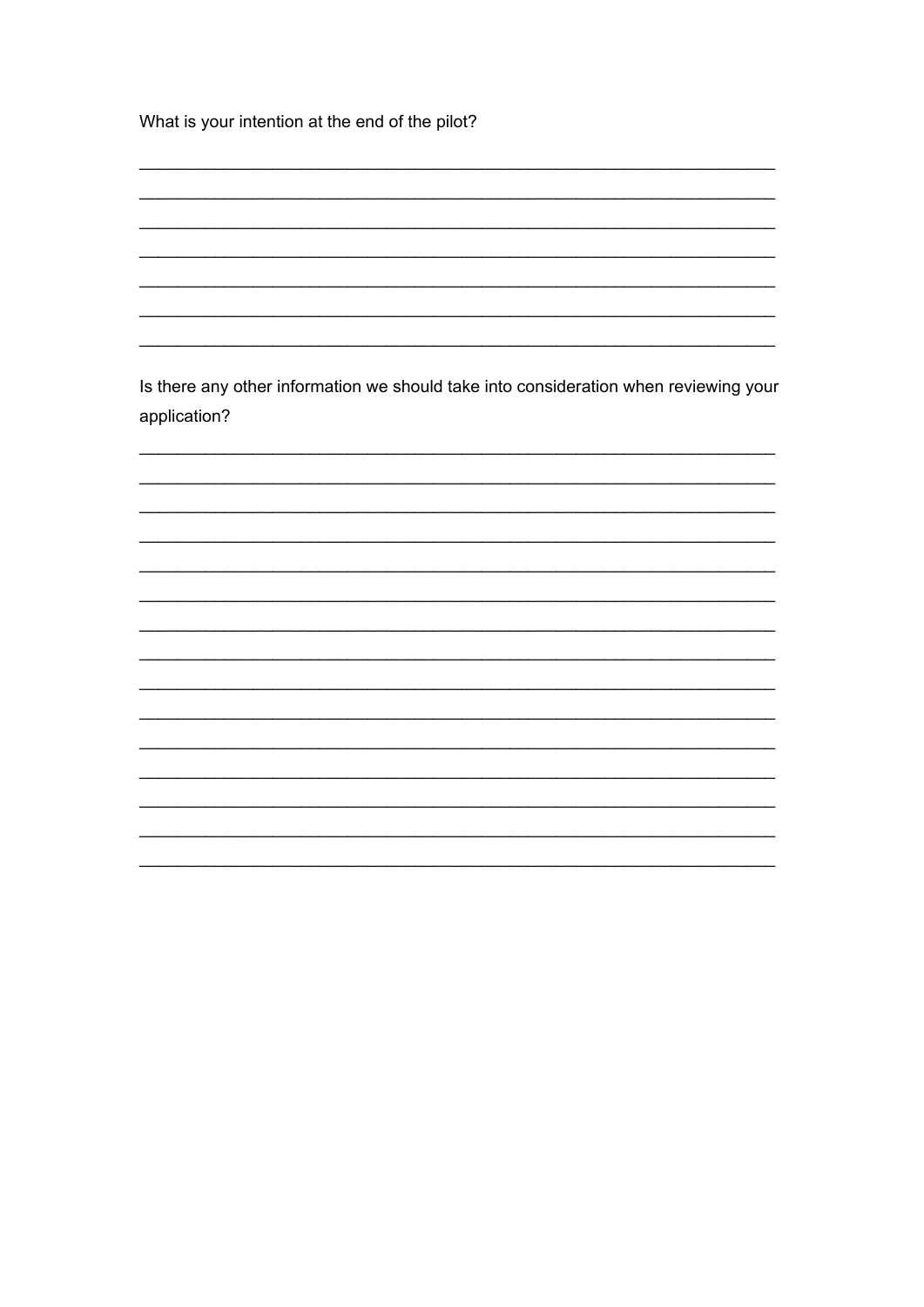What is your intention at the end of the pilot?

_____________________________________________________________________

_____________________________________________________________________

_____________________________________________________________________

_____________________________________________________________________

_____________________________________________________________________

_____________________________________________________________________

_____________________________________________________________________

Is there any other information we should take into consideration when reviewing your application?

_____________________________________________________________________

_____________________________________________________________________

_____________________________________________________________________

_____________________________________________________________________

_____________________________________________________________________

_____________________________________________________________________

_____________________________________________________________________

_____________________________________________________________________

_____________________________________________________________________

_____________________________________________________________________

_____________________________________________________________________

_____________________________________________________________________

_____________________________________________________________________

_____________________________________________________________________

_____________________________________________________________________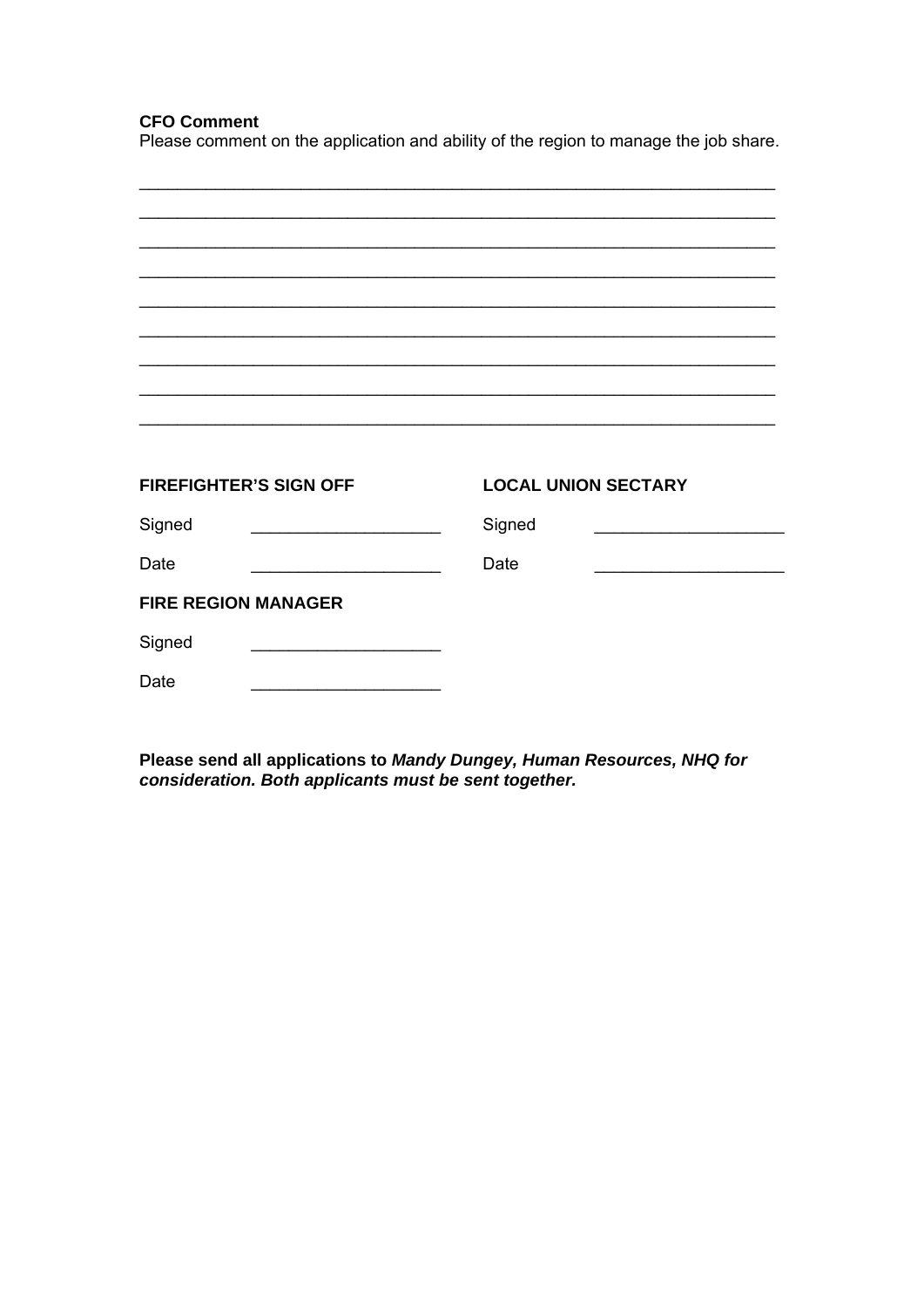**CFO Comment**

Please comment on the application and ability of the region to manage the job share.

\_\_\_\_\_\_\_\_\_\_\_\_\_\_\_\_\_\_\_\_\_\_\_\_\_\_\_\_\_\_\_\_\_\_\_\_\_\_\_\_\_\_\_\_\_\_\_\_\_\_\_\_\_\_\_\_\_\_\_\_\_\_\_\_

\_\_\_\_\_\_\_\_\_\_\_\_\_\_\_\_\_\_\_\_\_\_\_\_\_\_\_\_\_\_\_\_\_\_\_\_\_\_\_\_\_\_\_\_\_\_\_\_\_\_\_\_\_\_\_\_\_\_\_\_\_\_\_\_

\_\_\_\_\_\_\_\_\_\_\_\_\_\_\_\_\_\_\_\_\_\_\_\_\_\_\_\_\_\_\_\_\_\_\_\_\_\_\_\_\_\_\_\_\_\_\_\_\_\_\_\_\_\_\_\_\_\_\_\_\_\_\_\_

\_\_\_\_\_\_\_\_\_\_\_\_\_\_\_\_\_\_\_\_\_\_\_\_\_\_\_\_\_\_\_\_\_\_\_\_\_\_\_\_\_\_\_\_\_\_\_\_\_\_\_\_\_\_\_\_\_\_\_\_\_\_\_\_

\_\_\_\_\_\_\_\_\_\_\_\_\_\_\_\_\_\_\_\_\_\_\_\_\_\_\_\_\_\_\_\_\_\_\_\_\_\_\_\_\_\_\_\_\_\_\_\_\_\_\_\_\_\_\_\_\_\_\_\_\_\_\_\_

\_\_\_\_\_\_\_\_\_\_\_\_\_\_\_\_\_\_\_\_\_\_\_\_\_\_\_\_\_\_\_\_\_\_\_\_\_\_\_\_\_\_\_\_\_\_\_\_\_\_\_\_\_\_\_\_\_\_\_\_\_\_\_\_

\_\_\_\_\_\_\_\_\_\_\_\_\_\_\_\_\_\_\_\_\_\_\_\_\_\_\_\_\_\_\_\_\_\_\_\_\_\_\_\_\_\_\_\_\_\_\_\_\_\_\_\_\_\_\_\_\_\_\_\_\_\_\_\_

\_\_\_\_\_\_\_\_\_\_\_\_\_\_\_\_\_\_\_\_\_\_\_\_\_\_\_\_\_\_\_\_\_\_\_\_\_\_\_\_\_\_\_\_\_\_\_\_\_\_\_\_\_\_\_\_\_\_\_\_\_\_\_\_

\_\_\_\_\_\_\_\_\_\_\_\_\_\_\_\_\_\_\_\_\_\_\_\_\_\_\_\_\_\_\_\_\_\_\_\_\_\_\_\_\_\_\_\_\_\_\_\_\_\_\_\_\_\_\_\_\_\_\_\_\_\_\_\_

| **FIREFIGHTER'S SIGN OFF** | | **LOCAL UNION SECTARY** | |
|---|---|---|---|
| Signed | \_\_\_\_\_\_\_\_\_\_\_\_\_\_\_\_\_\_\_\_ | Signed | \_\_\_\_\_\_\_\_\_\_\_\_\_\_\_\_\_\_\_\_ |
| Date | \_\_\_\_\_\_\_\_\_\_\_\_\_\_\_\_\_\_\_\_ | Date | \_\_\_\_\_\_\_\_\_\_\_\_\_\_\_\_\_\_\_\_ |

**FIRE REGION MANAGER**

Signed \_\_\_\_\_\_\_\_\_\_\_\_\_\_\_\_\_\_\_\_

Date \_\_\_\_\_\_\_\_\_\_\_\_\_\_\_\_\_\_\_\_

**Please send all applications to *Mandy Dungey, Human Resources, NHQ for consideration. Both applicants must be sent together.***